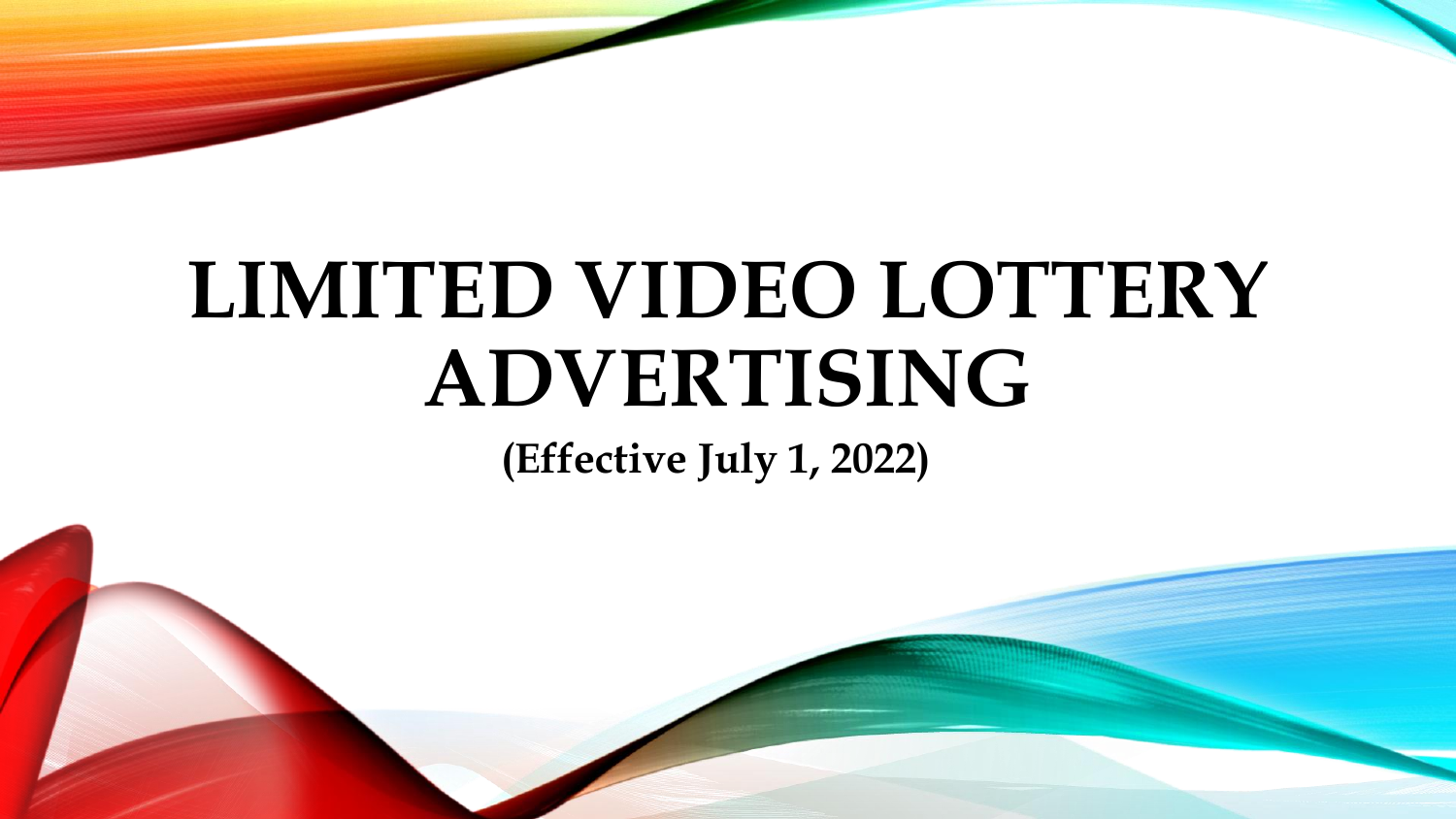# LIMITED VIDEO LOTTERY ADVERTISING

**(Effective July 1, 2022)**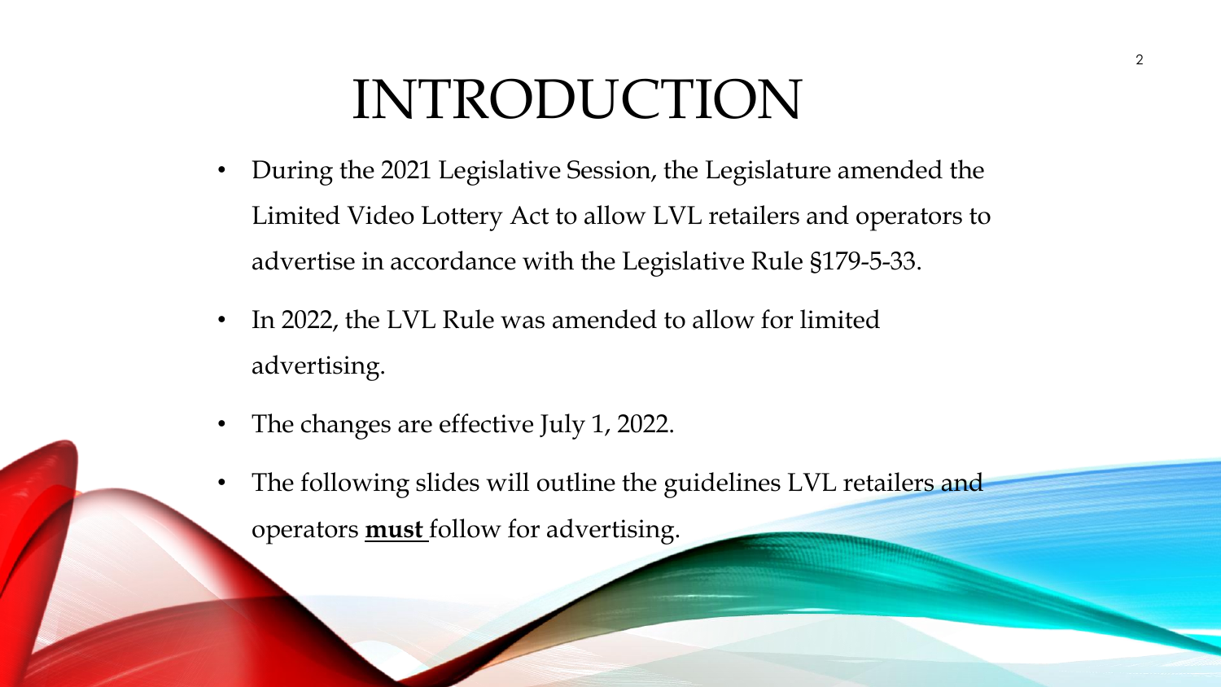# INTRODUCTION

- During the 2021 Legislative Session, the Legislature amended the Limited Video Lottery Act to allow LVL retailers and operators to advertise in accordance with the Legislative Rule §179-5-33.
- In 2022, the LVL Rule was amended to allow for limited advertising.
- The changes are effective July 1, 2022.
- The following slides will outline the guidelines LVL retailers and operators **<u>must</u>** follow for advertising.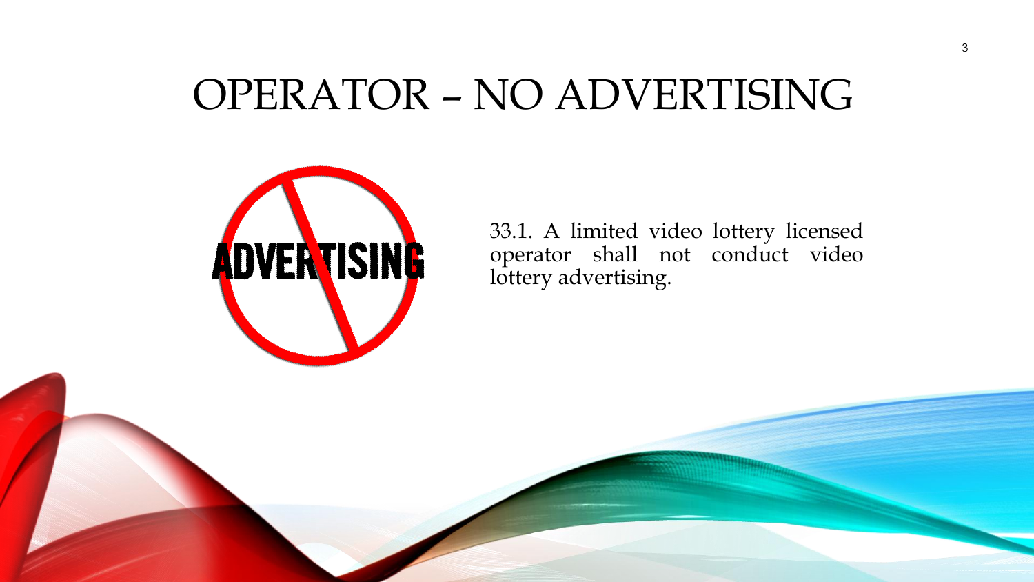# OPERATOR – NO ADVERTISING

33.1. A limited video lottery licensed operator shall not conduct video lottery advertising.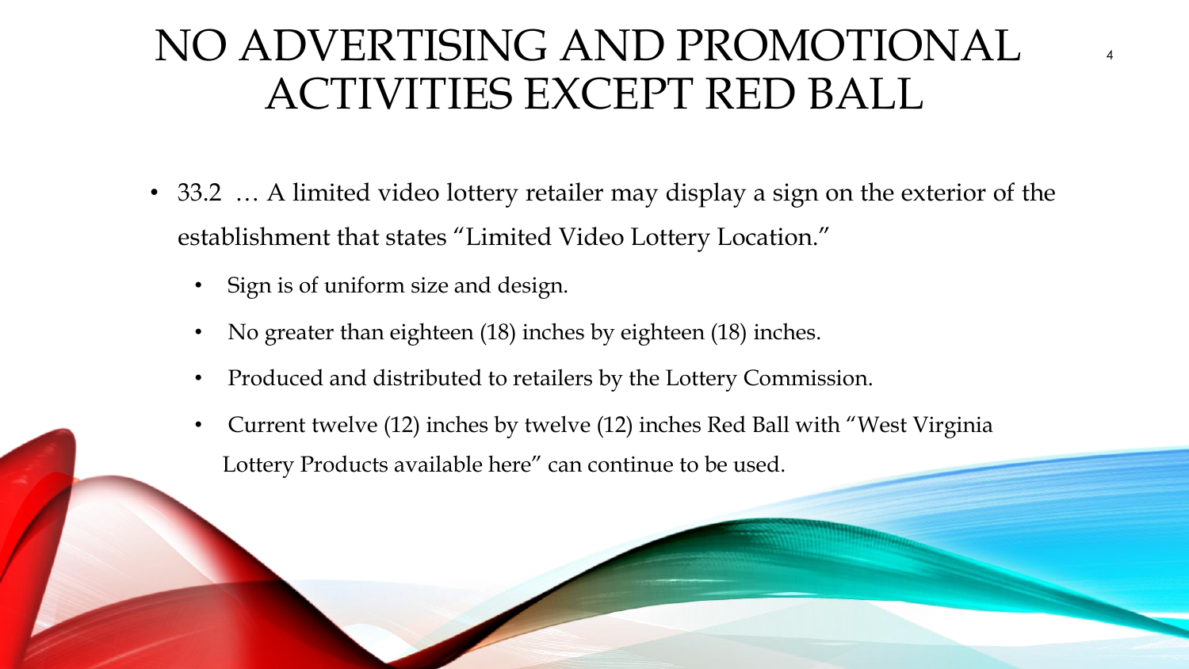# NO ADVERTISING AND PROMOTIONAL ACTIVITIES EXCEPT RED BALL

- 33.2 … A limited video lottery retailer may display a sign on the exterior of the establishment that states "Limited Video Lottery Location."
  - Sign is of uniform size and design.
  - No greater than eighteen (18) inches by eighteen (18) inches.
  - Produced and distributed to retailers by the Lottery Commission.
  - Current twelve (12) inches by twelve (12) inches Red Ball with "West Virginia Lottery Products available here" can continue to be used.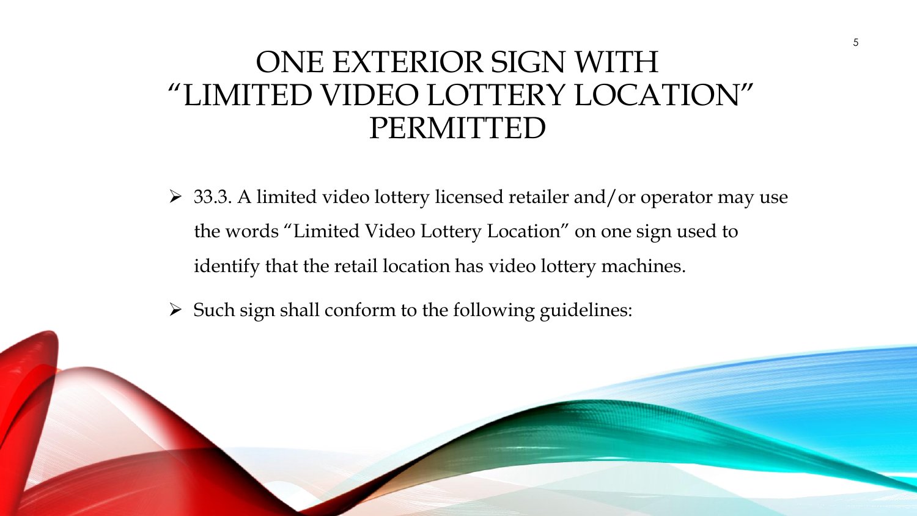# ONE EXTERIOR SIGN WITH "LIMITED VIDEO LOTTERY LOCATION" PERMITTED

- 33.3. A limited video lottery licensed retailer and/or operator may use the words "Limited Video Lottery Location" on one sign used to identify that the retail location has video lottery machines.
- Such sign shall conform to the following guidelines: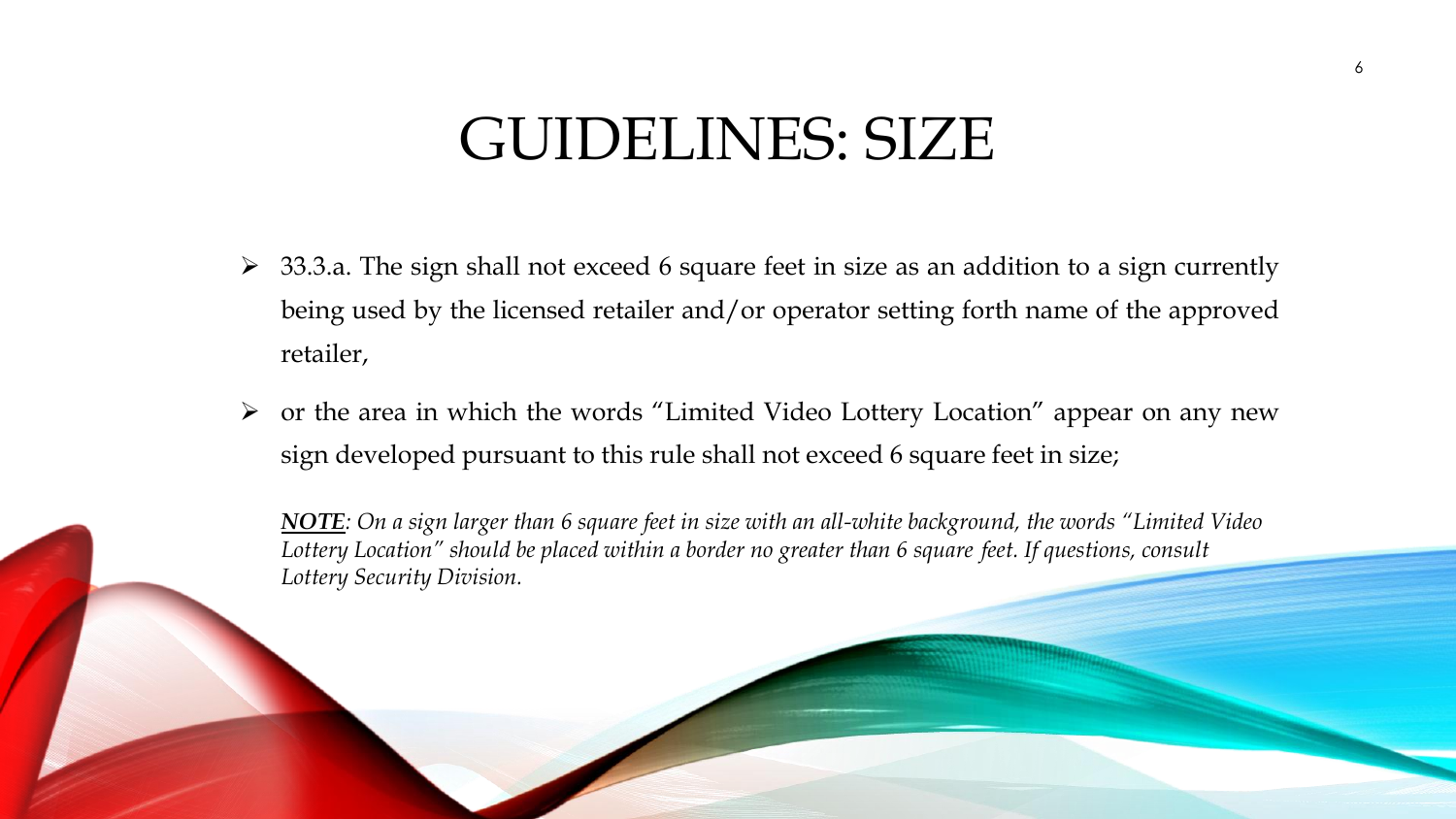# GUIDELINES: SIZE

- 33.3.a. The sign shall not exceed 6 square feet in size as an addition to a sign currently being used by the licensed retailer and/or operator setting forth name of the approved retailer,
- or the area in which the words “Limited Video Lottery Location” appear on any new sign developed pursuant to this rule shall not exceed 6 square feet in size;

***NOTE***: *On a sign larger than 6 square feet in size with an all-white background, the words “Limited Video Lottery Location” should be placed within a border no greater than 6 square feet. If questions, consult Lottery Security Division.*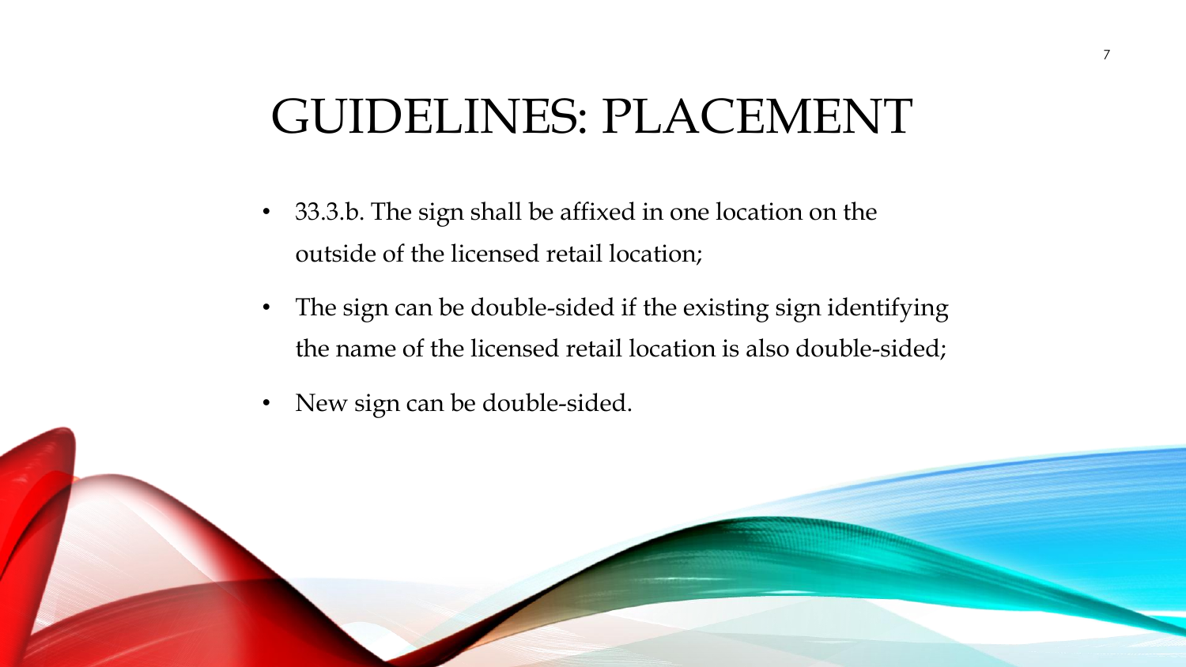# GUIDELINES: PLACEMENT

- 33.3.b. The sign shall be affixed in one location on the outside of the licensed retail location;
- The sign can be double-sided if the existing sign identifying the name of the licensed retail location is also double-sided;
- New sign can be double-sided.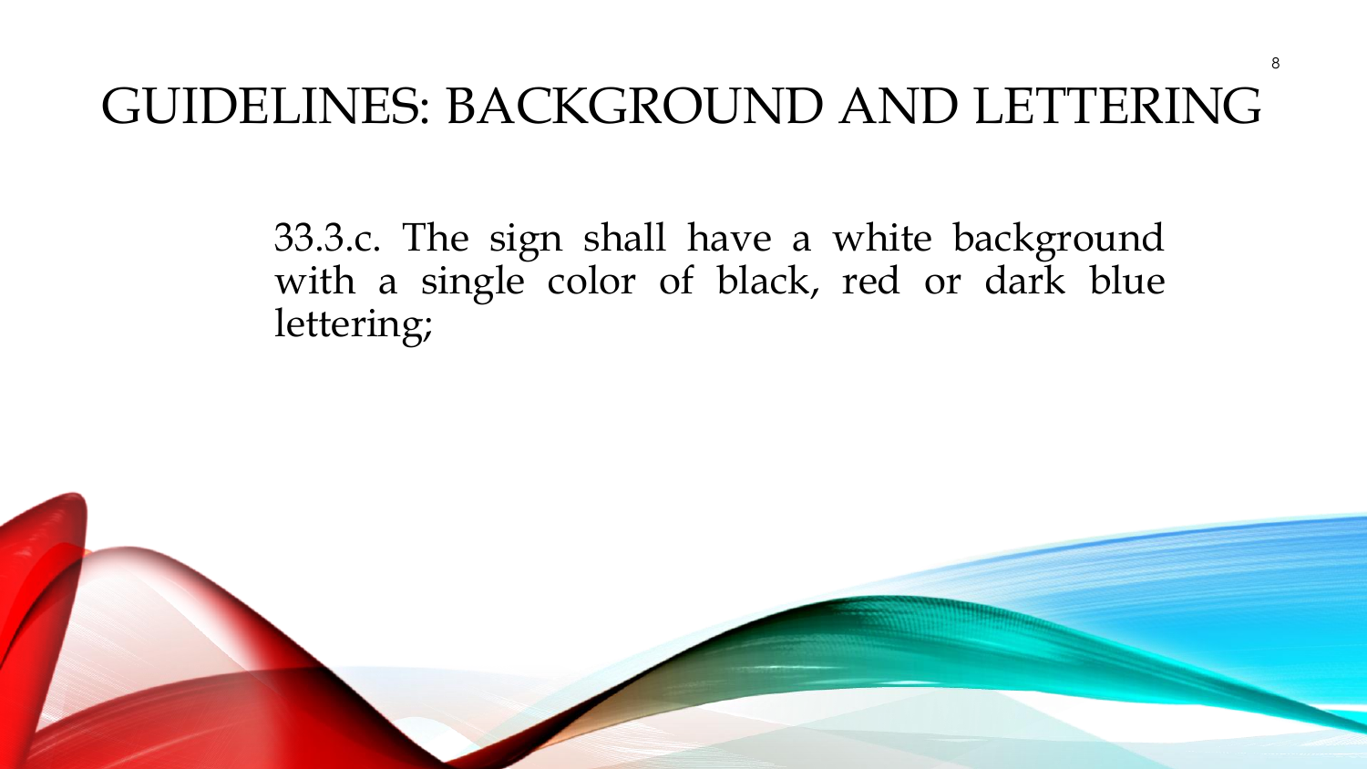# GUIDELINES: BACKGROUND AND LETTERING

33.3.c. The sign shall have a white background with a single color of black, red or dark blue lettering;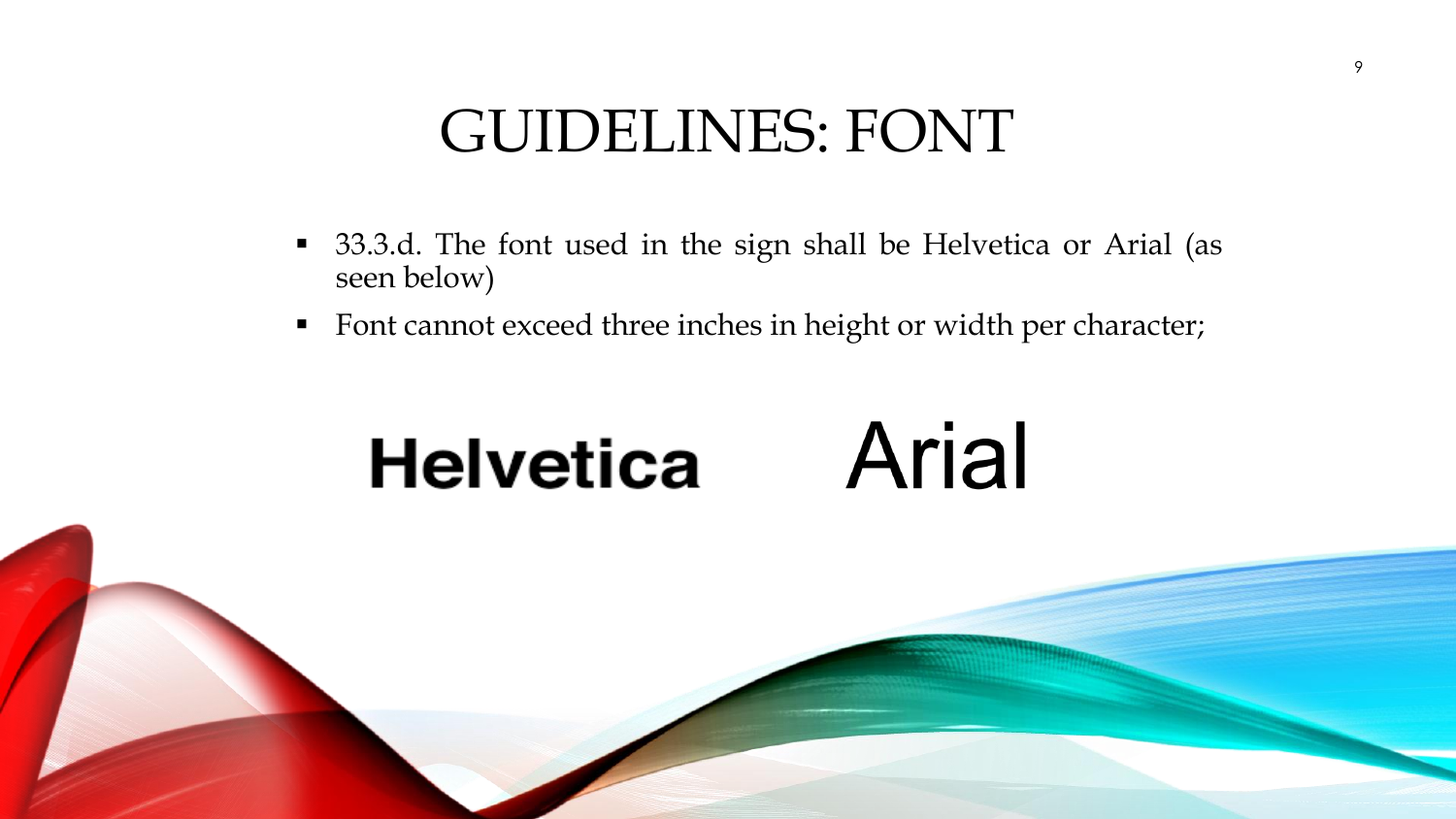# GUIDELINES: FONT

- 33.3.d. The font used in the sign shall be Helvetica or Arial (as seen below)
- Font cannot exceed three inches in height or width per character;

**Helvetica** Arial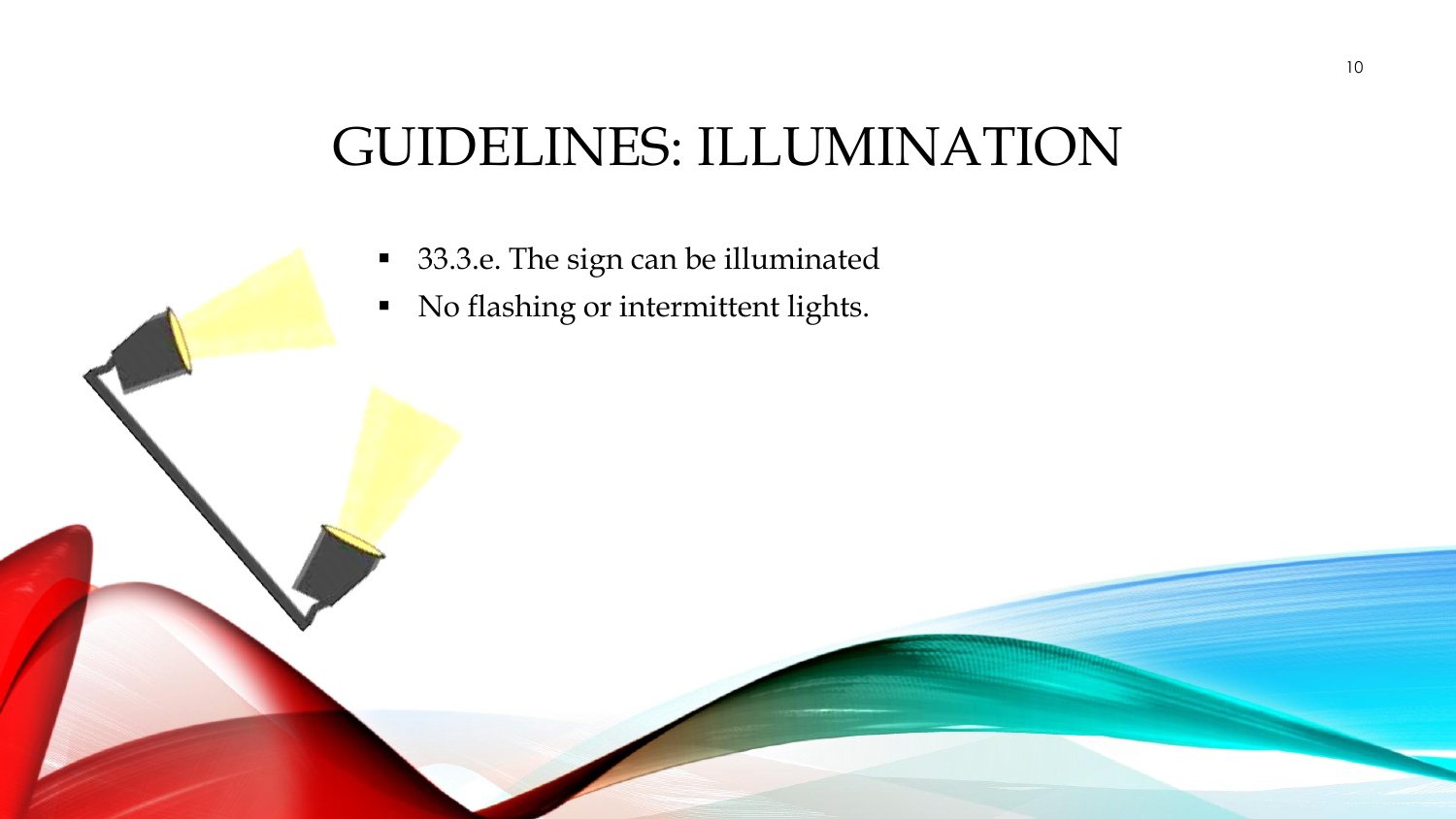# GUIDELINES: ILLUMINATION

- 33.3.e. The sign can be illuminated
- No flashing or intermittent lights.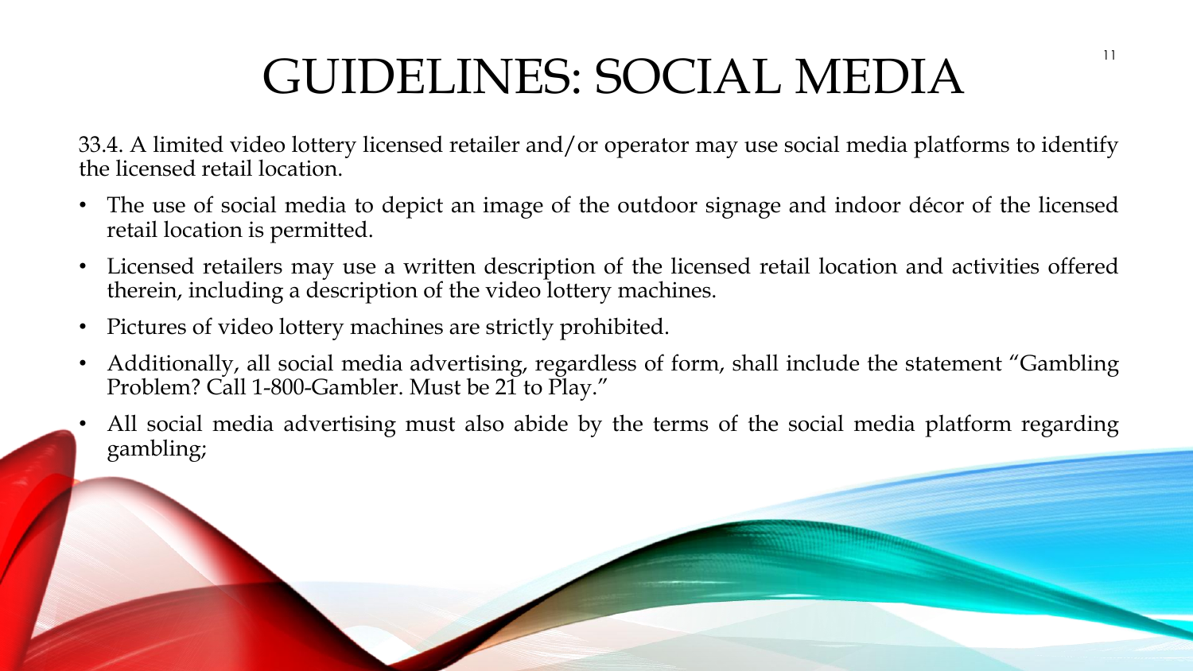# GUIDELINES: SOCIAL MEDIA

33.4. A limited video lottery licensed retailer and/or operator may use social media platforms to identify the licensed retail location.

- The use of social media to depict an image of the outdoor signage and indoor décor of the licensed retail location is permitted.
- Licensed retailers may use a written description of the licensed retail location and activities offered therein, including a description of the video lottery machines.
- Pictures of video lottery machines are strictly prohibited.
- Additionally, all social media advertising, regardless of form, shall include the statement "Gambling Problem? Call 1-800-Gambler. Must be 21 to Play."
- All social media advertising must also abide by the terms of the social media platform regarding gambling;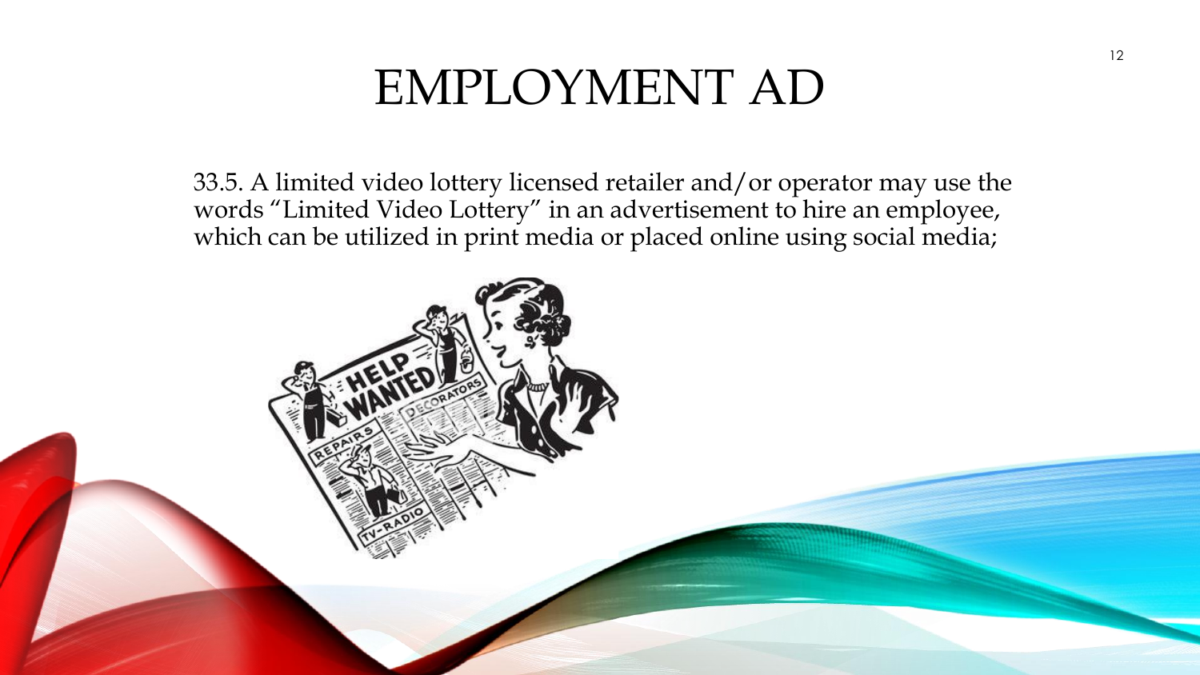# EMPLOYMENT AD

33.5. A limited video lottery licensed retailer and/or operator may use the words "Limited Video Lottery" in an advertisement to hire an employee, which can be utilized in print media or placed online using social media;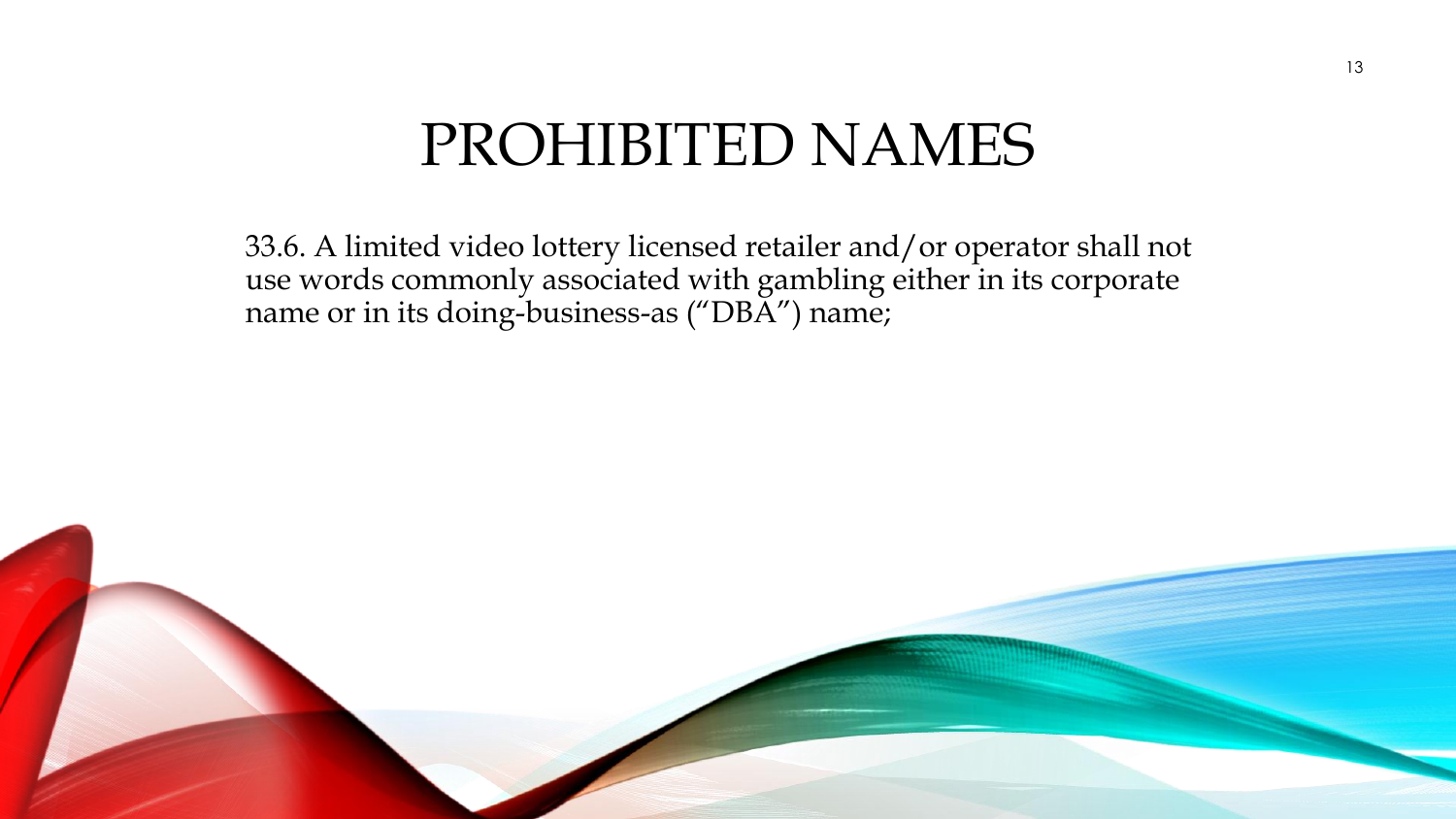# PROHIBITED NAMES

33.6. A limited video lottery licensed retailer and/or operator shall not use words commonly associated with gambling either in its corporate name or in its doing-business-as ("DBA") name;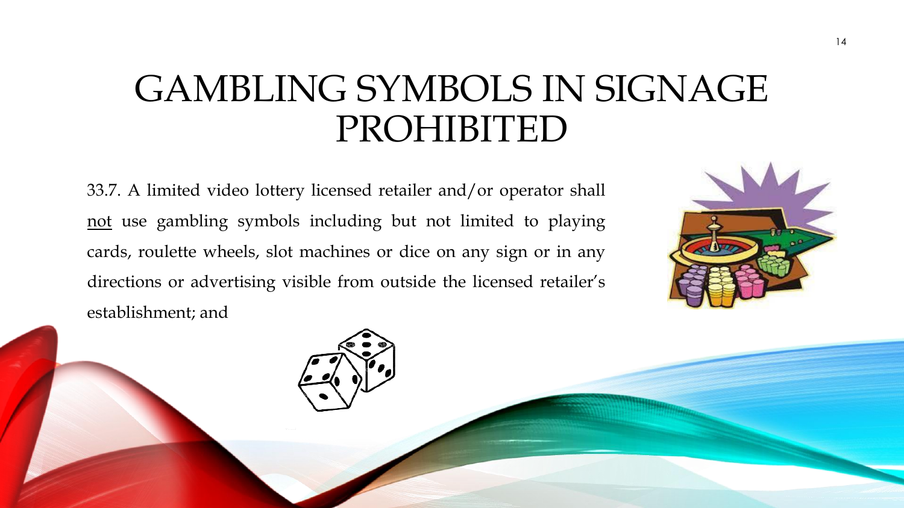# GAMBLING SYMBOLS IN SIGNAGE PROHIBITED

33.7. A limited video lottery licensed retailer and/or operator shall not use gambling symbols including but not limited to playing cards, roulette wheels, slot machines or dice on any sign or in any directions or advertising visible from outside the licensed retailer's establishment; and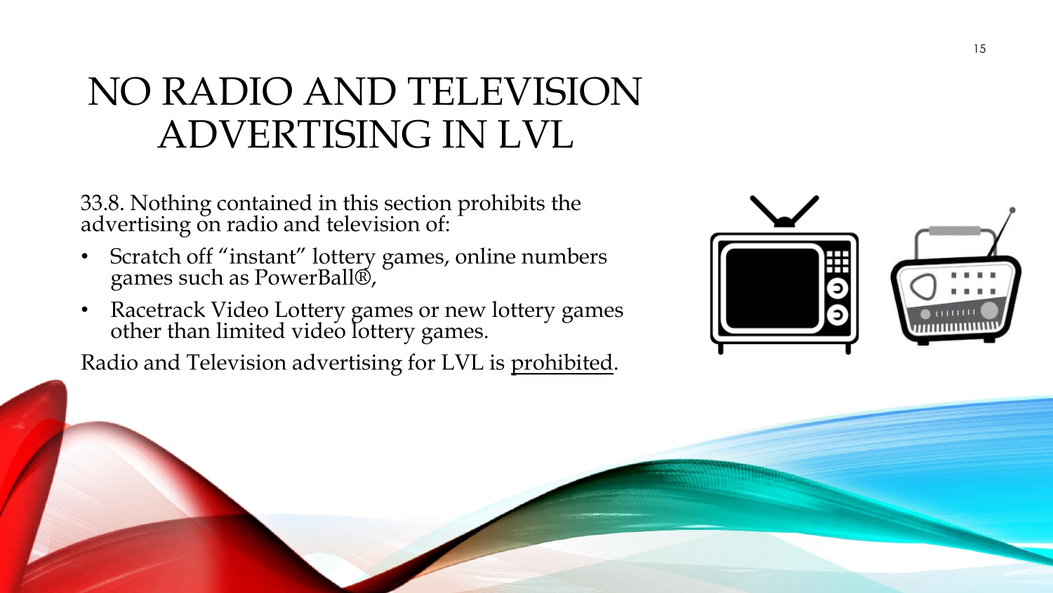# NO RADIO AND TELEVISION ADVERTISING IN LVL

33.8. Nothing contained in this section prohibits the advertising on radio and television of:

- Scratch off "instant" lottery games, online numbers games such as PowerBall®,
- Racetrack Video Lottery games or new lottery games other than limited video lottery games.

Radio and Television advertising for LVL is prohibited.